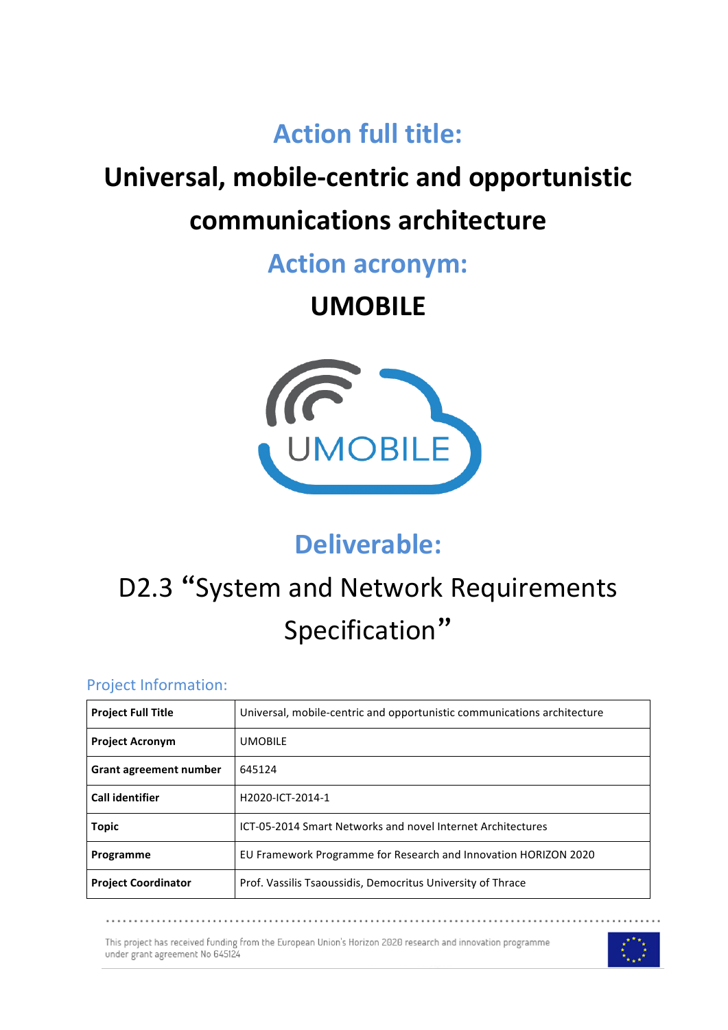# Action full title:

# Universal, mobile-centric and opportunistic communications architecture

# Action acronym:

# UMOBILE

# Deliverable:

# D2.3 "System and Network Requirements Specification"

## Project Information:

| | |
|---|---|
| **Project Full Title** | Universal, mobile-centric and opportunistic communications architecture |
| **Project Acronym** | UMOBILE |
| **Grant agreement number** | 645124 |
| **Call identifier** | H2020-ICT-2014-1 |
| **Topic** | ICT-05-2014 Smart Networks and novel Internet Architectures |
| **Programme** | EU Framework Programme for Research and Innovation HORIZON 2020 |
| **Project Coordinator** | Prof. Vassilis Tsaoussidis, Democritus University of Thrace |

This project has received funding from the European Union's Horizon 2020 research and innovation programme under grant agreement No 645124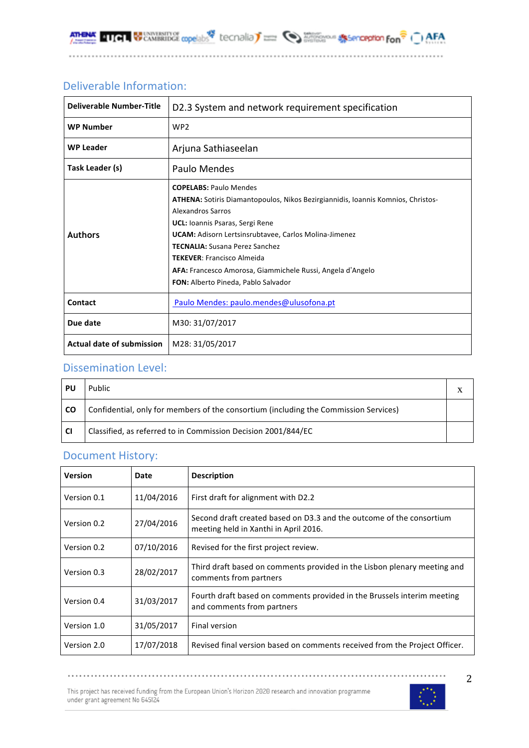## Deliverable Information:

| Deliverable Number-Title | D2.3 System and network requirement specification |
|---|---|
| WP Number | WP2 |
| WP Leader | Arjuna Sathiaseelan |
| Task Leader (s) | Paulo Mendes |
| Authors | **COPELABS:** Paulo Mendes<br>**ATHENA:** Sotiris Diamantopoulos, Nikos Bezirgiannidis, Ioannis Komnios, Christos-Alexandros Sarros<br>**UCL:** Ioannis Psaras, Sergi Rene<br>**UCAM:** Adisorn Lertsinsrubtavee, Carlos Molina-Jimenez<br>**TECNALIA:** Susana Perez Sanchez<br>**TEKEVER**: Francisco Almeida<br>**AFA:** Francesco Amorosa, Giammichele Russi, Angela d'Angelo<br>**FON:** Alberto Pineda, Pablo Salvador |
| Contact | Paulo Mendes: paulo.mendes@ulusofona.pt |
| Due date | M30: 31/07/2017 |
| Actual date of submission | M28: 31/05/2017 |

## Dissemination Level:

| PU | Public | x |
|---|---|---|
| CO | Confidential, only for members of the consortium (including the Commission Services) | |
| CI | Classified, as referred to in Commission Decision 2001/844/EC | |

## Document History:

| Version | Date | Description |
|---|---|---|
| Version 0.1 | 11/04/2016 | First draft for alignment with D2.2 |
| Version 0.2 | 27/04/2016 | Second draft created based on D3.3 and the outcome of the consortium meeting held in Xanthi in April 2016. |
| Version 0.2 | 07/10/2016 | Revised for the first project review. |
| Version 0.3 | 28/02/2017 | Third draft based on comments provided in the Lisbon plenary meeting and comments from partners |
| Version 0.4 | 31/03/2017 | Fourth draft based on comments provided in the Brussels interim meeting and comments from partners |
| Version 1.0 | 31/05/2017 | Final version |
| Version 2.0 | 17/07/2018 | Revised final version based on comments received from the Project Officer. |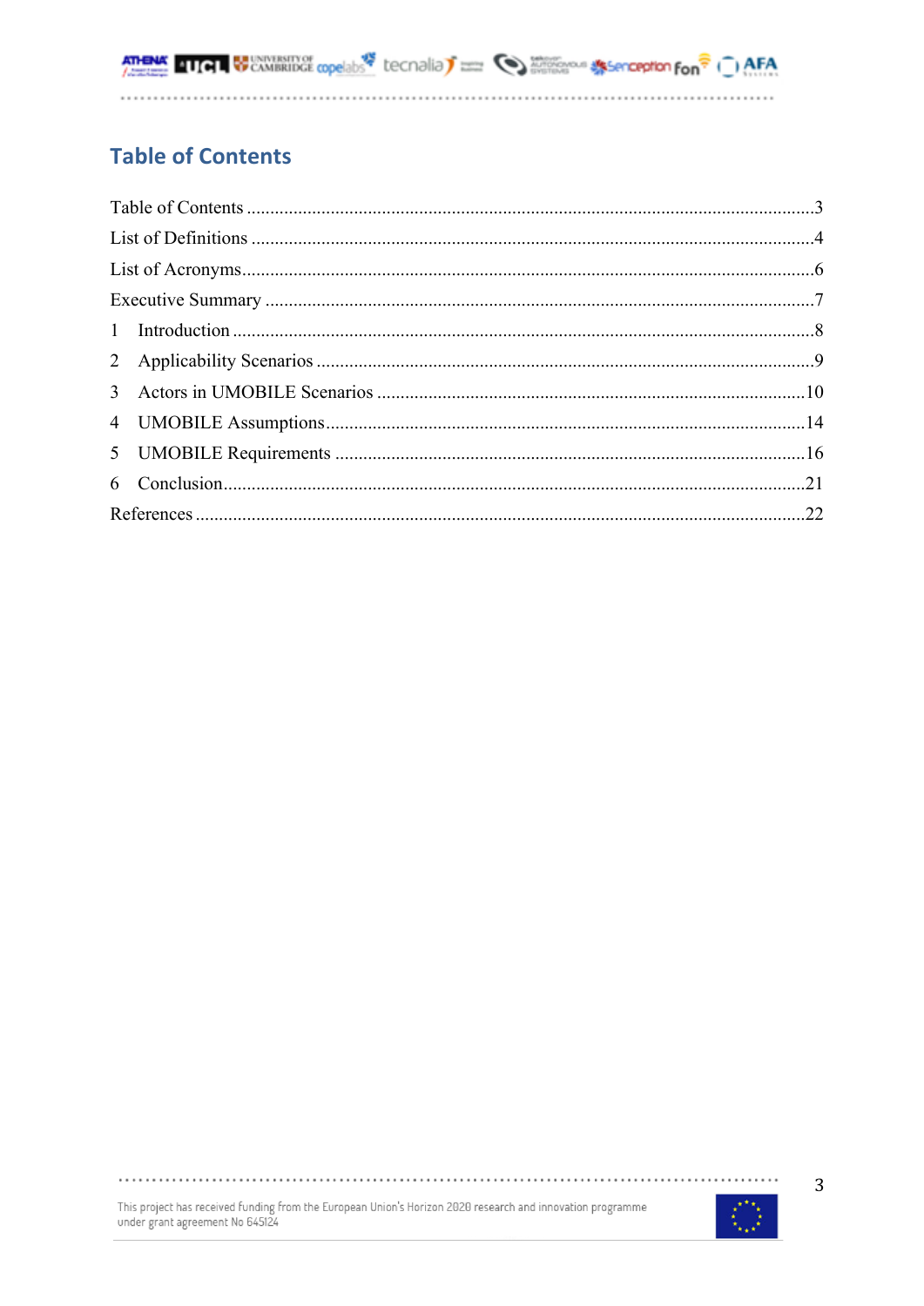# Table of Contents

Table of Contents ........................................................................................................................3

List of Definitions ........................................................................................................................4

List of Acronyms..........................................................................................................................6

Executive Summary .....................................................................................................................7

1 Introduction ...........................................................................................................................8

2 Applicability Scenarios ..........................................................................................................9

3 Actors in UMOBILE Scenarios ...........................................................................................10

4 UMOBILE Assumptions......................................................................................................14

5 UMOBILE Requirements ....................................................................................................16

6 Conclusion............................................................................................................................21

References ..................................................................................................................................22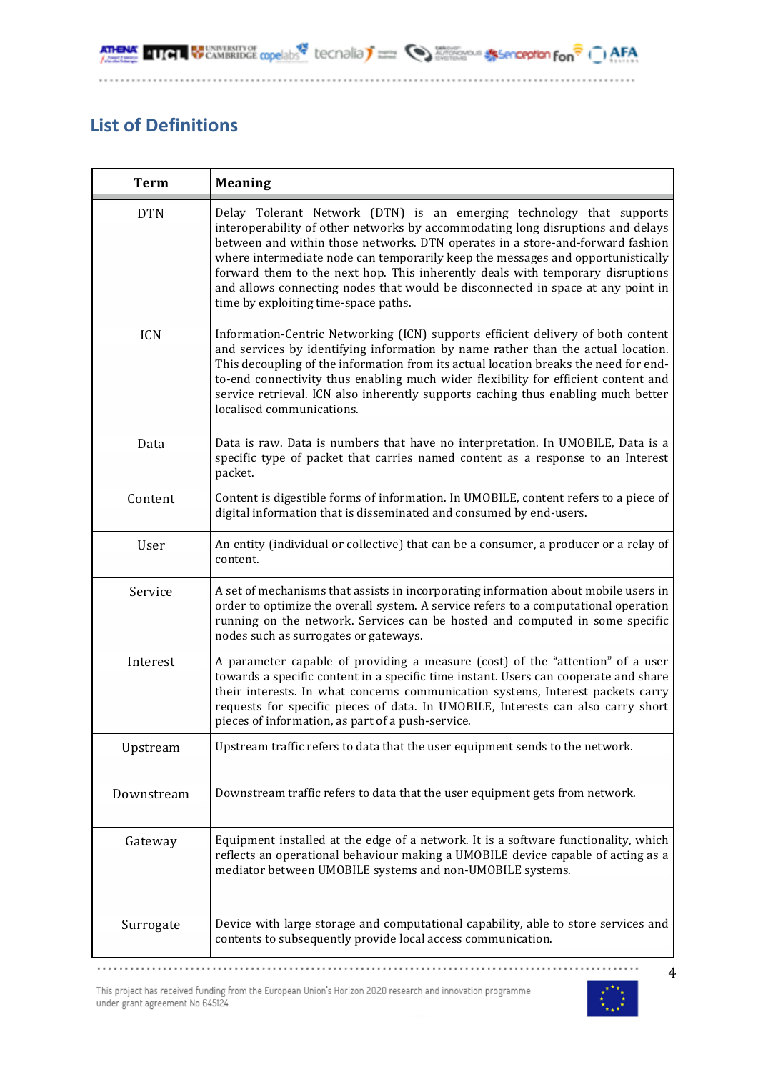## List of Definitions

| Term | Meaning |
|---|---|
| DTN | Delay Tolerant Network (DTN) is an emerging technology that supports interoperability of other networks by accommodating long disruptions and delays between and within those networks. DTN operates in a store-and-forward fashion where intermediate node can temporarily keep the messages and opportunistically forward them to the next hop. This inherently deals with temporary disruptions and allows connecting nodes that would be disconnected in space at any point in time by exploiting time-space paths. |
| ICN | Information-Centric Networking (ICN) supports efficient delivery of both content and services by identifying information by name rather than the actual location. This decoupling of the information from its actual location breaks the need for end-to-end connectivity thus enabling much wider flexibility for efficient content and service retrieval. ICN also inherently supports caching thus enabling much better localised communications. |
| Data | Data is raw. Data is numbers that have no interpretation. In UMOBILE, Data is a specific type of packet that carries named content as a response to an Interest packet. |
| Content | Content is digestible forms of information. In UMOBILE, content refers to a piece of digital information that is disseminated and consumed by end-users. |
| User | An entity (individual or collective) that can be a consumer, a producer or a relay of content. |
| Service | A set of mechanisms that assists in incorporating information about mobile users in order to optimize the overall system. A service refers to a computational operation running on the network. Services can be hosted and computed in some specific nodes such as surrogates or gateways. |
| Interest | A parameter capable of providing a measure (cost) of the "attention" of a user towards a specific content in a specific time instant. Users can cooperate and share their interests. In what concerns communication systems, Interest packets carry requests for specific pieces of data. In UMOBILE, Interests can also carry short pieces of information, as part of a push-service. |
| Upstream | Upstream traffic refers to data that the user equipment sends to the network. |
| Downstream | Downstream traffic refers to data that the user equipment gets from network. |
| Gateway | Equipment installed at the edge of a network. It is a software functionality, which reflects an operational behaviour making a UMOBILE device capable of acting as a mediator between UMOBILE systems and non-UMOBILE systems. |
| Surrogate | Device with large storage and computational capability, able to store services and contents to subsequently provide local access communication. |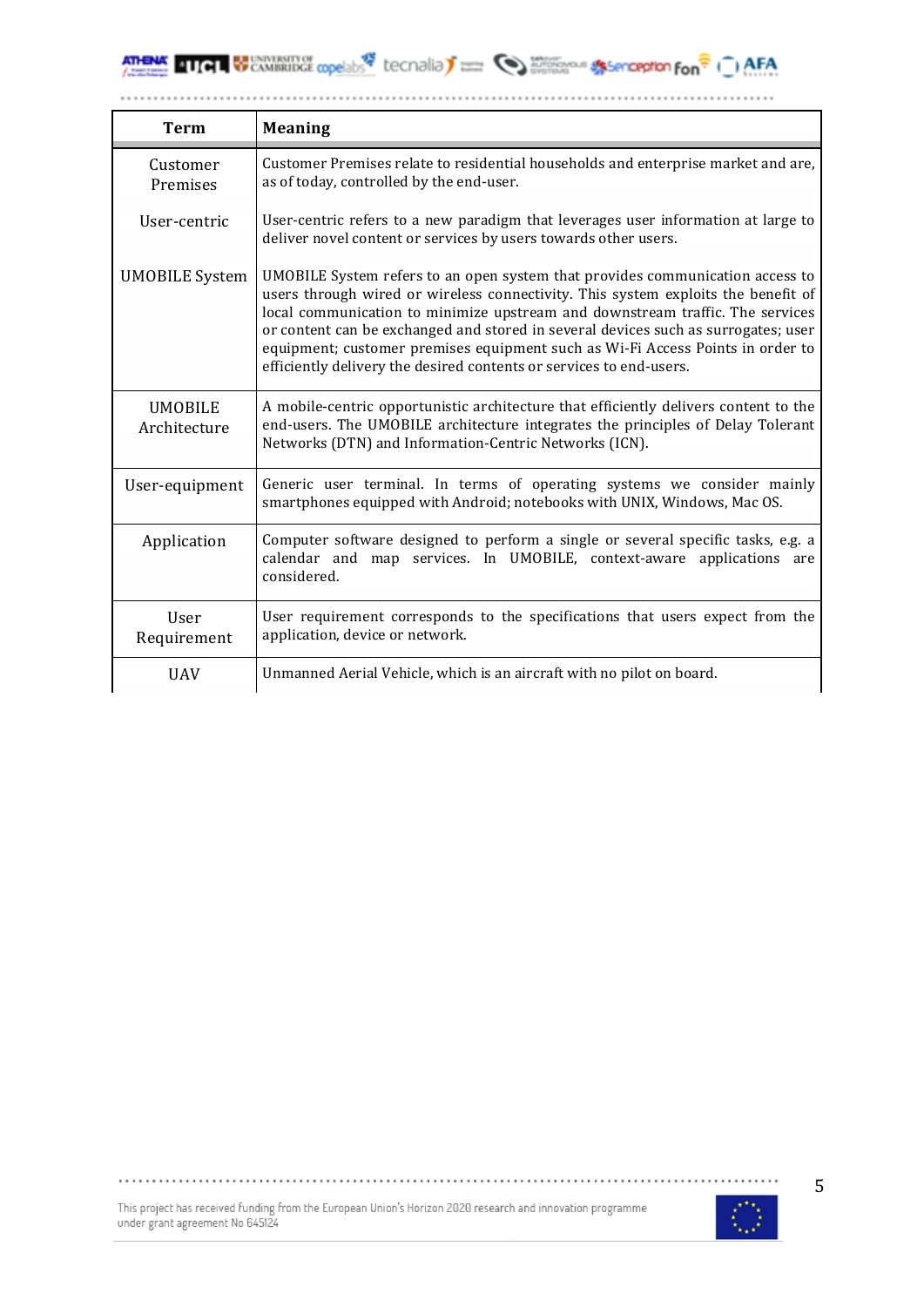| Term | Meaning |
|---|---|
| Customer Premises | Customer Premises relate to residential households and enterprise market and are, as of today, controlled by the end-user. |
| User-centric | User-centric refers to a new paradigm that leverages user information at large to deliver novel content or services by users towards other users. |
| UMOBILE System | UMOBILE System refers to an open system that provides communication access to users through wired or wireless connectivity. This system exploits the benefit of local communication to minimize upstream and downstream traffic. The services or content can be exchanged and stored in several devices such as surrogates; user equipment; customer premises equipment such as Wi-Fi Access Points in order to efficiently delivery the desired contents or services to end-users. |
| UMOBILE Architecture | A mobile-centric opportunistic architecture that efficiently delivers content to the end-users. The UMOBILE architecture integrates the principles of Delay Tolerant Networks (DTN) and Information-Centric Networks (ICN). |
| User-equipment | Generic user terminal. In terms of operating systems we consider mainly smartphones equipped with Android; notebooks with UNIX, Windows, Mac OS. |
| Application | Computer software designed to perform a single or several specific tasks, e.g. a calendar and map services. In UMOBILE, context-aware applications are considered. |
| User Requirement | User requirement corresponds to the specifications that users expect from the application, device or network. |
| UAV | Unmanned Aerial Vehicle, which is an aircraft with no pilot on board. |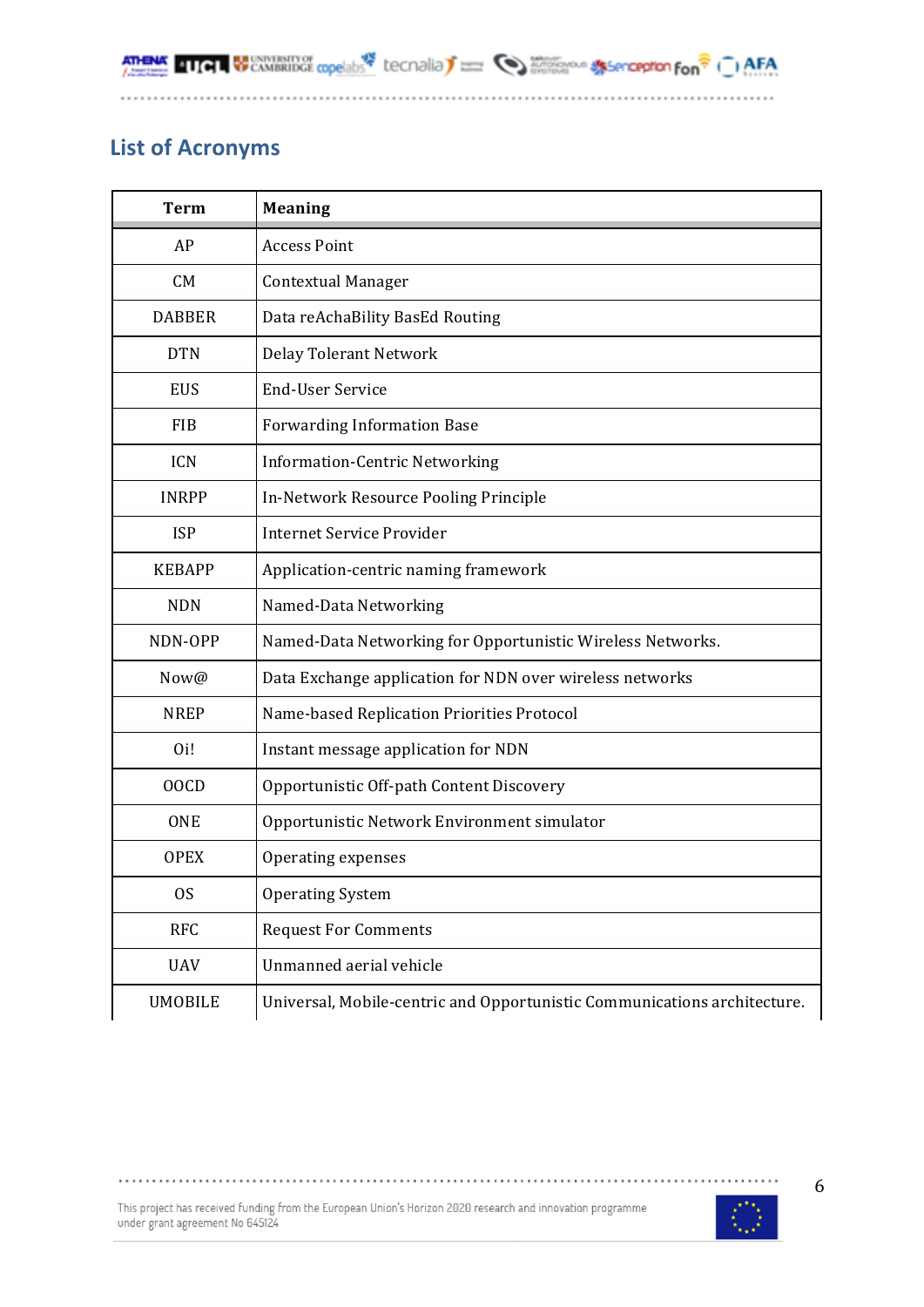## List of Acronyms

| Term | Meaning |
|---|---|
| AP | Access Point |
| CM | Contextual Manager |
| DABBER | Data reAchaBility BasEd Routing |
| DTN | Delay Tolerant Network |
| EUS | End-User Service |
| FIB | Forwarding Information Base |
| ICN | Information-Centric Networking |
| INRPP | In-Network Resource Pooling Principle |
| ISP | Internet Service Provider |
| KEBAPP | Application-centric naming framework |
| NDN | Named-Data Networking |
| NDN-OPP | Named-Data Networking for Opportunistic Wireless Networks. |
| Now@ | Data Exchange application for NDN over wireless networks |
| NREP | Name-based Replication Priorities Protocol |
| Oi! | Instant message application for NDN |
| OOCD | Opportunistic Off-path Content Discovery |
| ONE | Opportunistic Network Environment simulator |
| OPEX | Operating expenses |
| OS | Operating System |
| RFC | Request For Comments |
| UAV | Unmanned aerial vehicle |
| UMOBILE | Universal, Mobile-centric and Opportunistic Communications architecture. |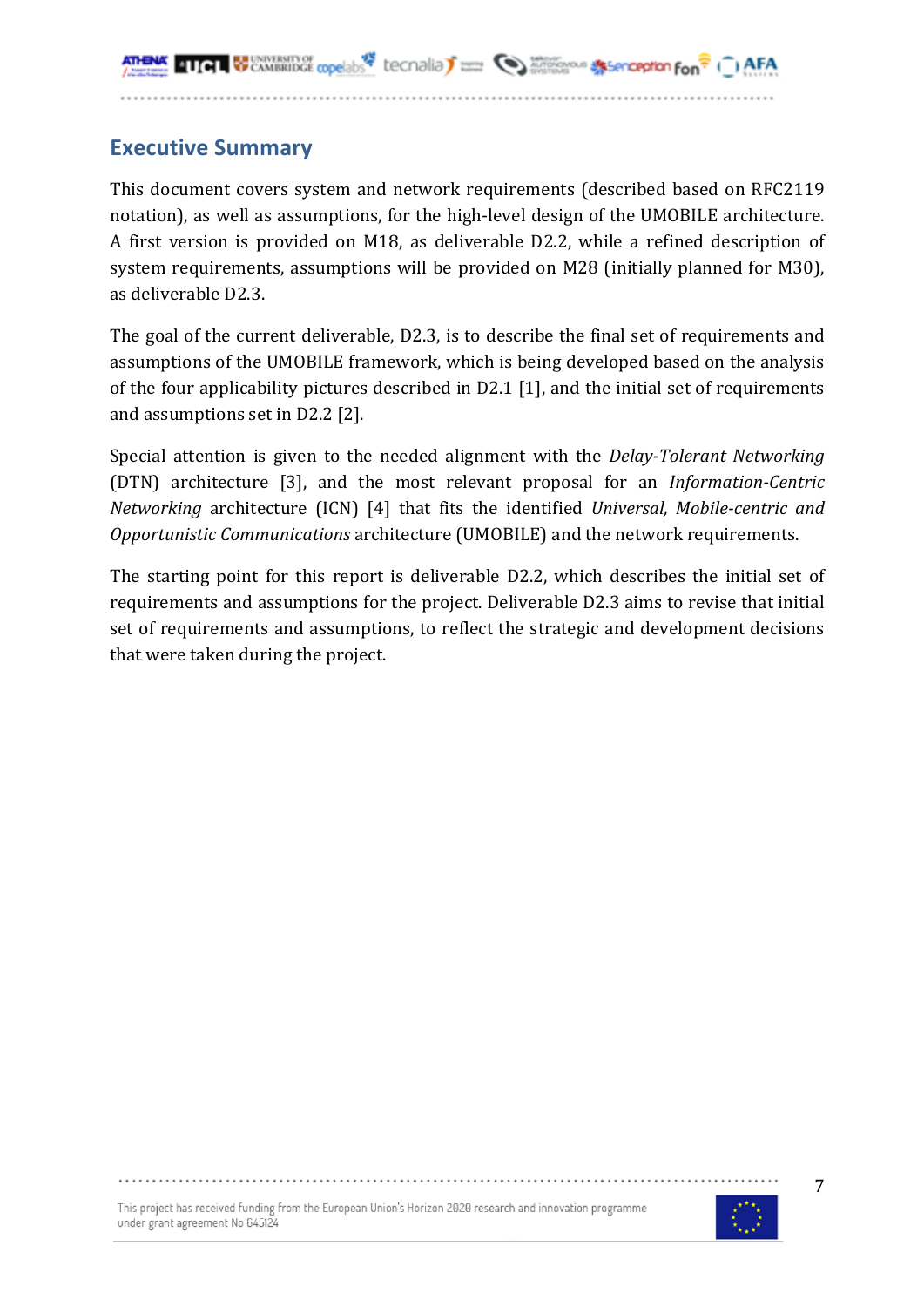## Executive Summary

This document covers system and network requirements (described based on RFC2119 notation), as well as assumptions, for the high-level design of the UMOBILE architecture. A first version is provided on M18, as deliverable D2.2, while a refined description of system requirements, assumptions will be provided on M28 (initially planned for M30), as deliverable D2.3.

The goal of the current deliverable, D2.3, is to describe the final set of requirements and assumptions of the UMOBILE framework, which is being developed based on the analysis of the four applicability pictures described in D2.1 [1], and the initial set of requirements and assumptions set in D2.2 [2].

Special attention is given to the needed alignment with the *Delay-Tolerant Networking* (DTN) architecture [3], and the most relevant proposal for an *Information-Centric Networking* architecture (ICN) [4] that fits the identified *Universal, Mobile-centric and Opportunistic Communications* architecture (UMOBILE) and the network requirements.

The starting point for this report is deliverable D2.2, which describes the initial set of requirements and assumptions for the project. Deliverable D2.3 aims to revise that initial set of requirements and assumptions, to reflect the strategic and development decisions that were taken during the project.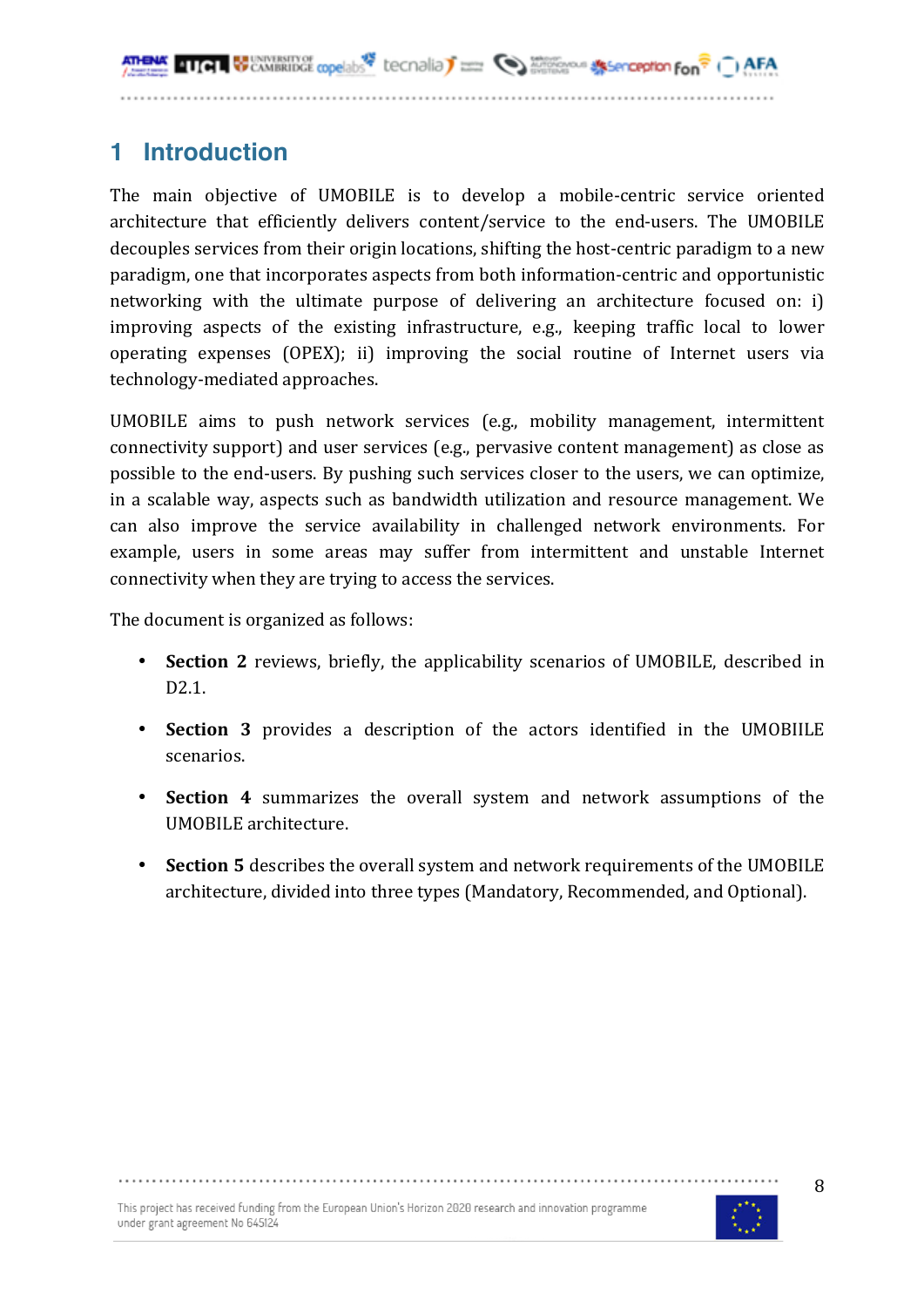# 1 Introduction

The main objective of UMOBILE is to develop a mobile-centric service oriented architecture that efficiently delivers content/service to the end-users. The UMOBILE decouples services from their origin locations, shifting the host-centric paradigm to a new paradigm, one that incorporates aspects from both information-centric and opportunistic networking with the ultimate purpose of delivering an architecture focused on: i) improving aspects of the existing infrastructure, e.g., keeping traffic local to lower operating expenses (OPEX); ii) improving the social routine of Internet users via technology-mediated approaches.

UMOBILE aims to push network services (e.g., mobility management, intermittent connectivity support) and user services (e.g., pervasive content management) as close as possible to the end-users. By pushing such services closer to the users, we can optimize, in a scalable way, aspects such as bandwidth utilization and resource management. We can also improve the service availability in challenged network environments. For example, users in some areas may suffer from intermittent and unstable Internet connectivity when they are trying to access the services.

The document is organized as follows:

- **Section 2** reviews, briefly, the applicability scenarios of UMOBILE, described in D2.1.
- **Section 3** provides a description of the actors identified in the UMOBIILE scenarios.
- **Section 4** summarizes the overall system and network assumptions of the UMOBILE architecture.
- **Section 5** describes the overall system and network requirements of the UMOBILE architecture, divided into three types (Mandatory, Recommended, and Optional).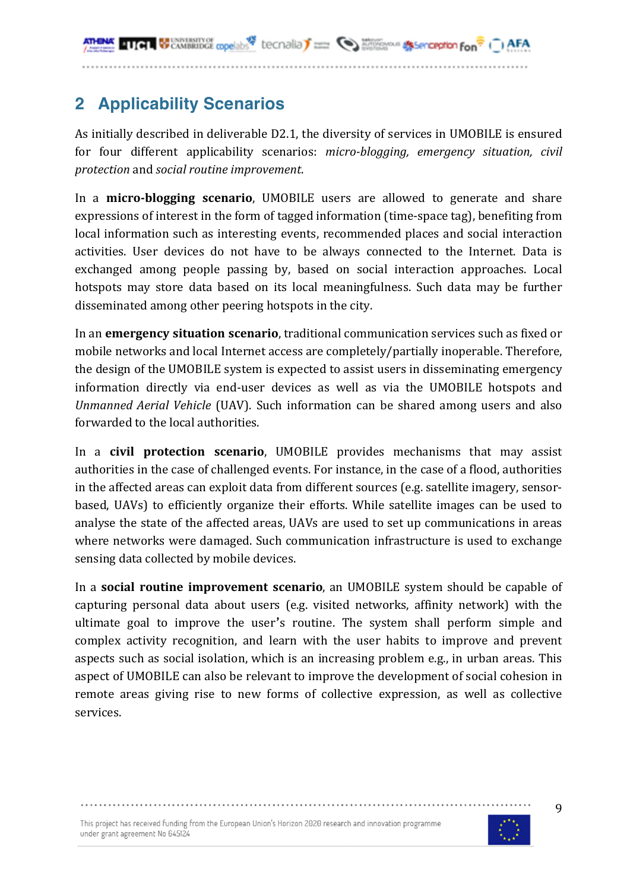## 2 Applicability Scenarios

As initially described in deliverable D2.1, the diversity of services in UMOBILE is ensured for four different applicability scenarios: *micro-blogging, emergency situation, civil protection* and *social routine improvement*.

In a **micro-blogging scenario**, UMOBILE users are allowed to generate and share expressions of interest in the form of tagged information (time-space tag), benefiting from local information such as interesting events, recommended places and social interaction activities. User devices do not have to be always connected to the Internet. Data is exchanged among people passing by, based on social interaction approaches. Local hotspots may store data based on its local meaningfulness. Such data may be further disseminated among other peering hotspots in the city.

In an **emergency situation scenario**, traditional communication services such as fixed or mobile networks and local Internet access are completely/partially inoperable. Therefore, the design of the UMOBILE system is expected to assist users in disseminating emergency information directly via end-user devices as well as via the UMOBILE hotspots and *Unmanned Aerial Vehicle* (UAV). Such information can be shared among users and also forwarded to the local authorities.

In a **civil protection scenario**, UMOBILE provides mechanisms that may assist authorities in the case of challenged events. For instance, in the case of a flood, authorities in the affected areas can exploit data from different sources (e.g. satellite imagery, sensor-based, UAVs) to efficiently organize their efforts. While satellite images can be used to analyse the state of the affected areas, UAVs are used to set up communications in areas where networks were damaged. Such communication infrastructure is used to exchange sensing data collected by mobile devices.

In a **social routine improvement scenario**, an UMOBILE system should be capable of capturing personal data about users (e.g. visited networks, affinity network) with the ultimate goal to improve the user's routine. The system shall perform simple and complex activity recognition, and learn with the user habits to improve and prevent aspects such as social isolation, which is an increasing problem e.g., in urban areas. This aspect of UMOBILE can also be relevant to improve the development of social cohesion in remote areas giving rise to new forms of collective expression, as well as collective services.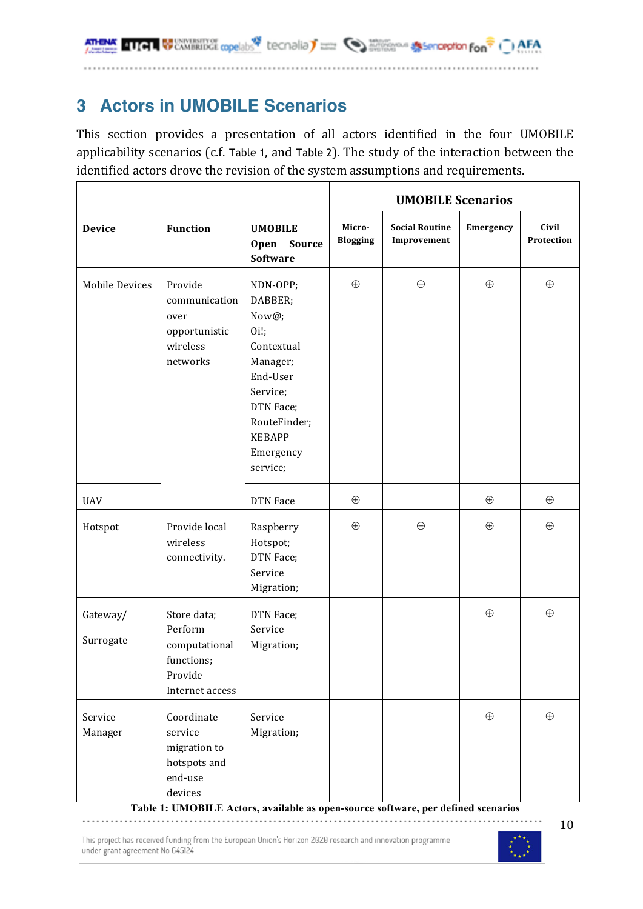# 3 Actors in UMOBILE Scenarios

This section provides a presentation of all actors identified in the four UMOBILE applicability scenarios (c.f. Table 1, and Table 2). The study of the interaction between the identified actors drove the revision of the system assumptions and requirements.

| | | | UMOBILE Scenarios | | | |
|---|---|---|---|---|---|---|
| **Device** | **Function** | **UMOBILE Open Source Software** | **Micro-Blogging** | **Social Routine Improvement** | **Emergency** | **Civil Protection** |
| Mobile Devices | Provide communication over opportunistic wireless networks | NDN-OPP; DABBER; Now@; Oi!; Contextual Manager; End-User Service; DTN Face; RouteFinder; KEBAPP Emergency service; | ⊕ | ⊕ | ⊕ | ⊕ |
| UAV | | DTN Face | ⊕ | | ⊕ | ⊕ |
| Hotspot | Provide local wireless connectivity. | Raspberry Hotspot; DTN Face; Service Migration; | ⊕ | ⊕ | ⊕ | ⊕ |
| Gateway/ Surrogate | Store data; Perform computational functions; Provide Internet access | DTN Face; Service Migration; | | | ⊕ | ⊕ |
| Service Manager | Coordinate service migration to hotspots and end-use devices | Service Migration; | | | ⊕ | ⊕ |

**Table 1: UMOBILE Actors, available as open-source software, per defined scenarios**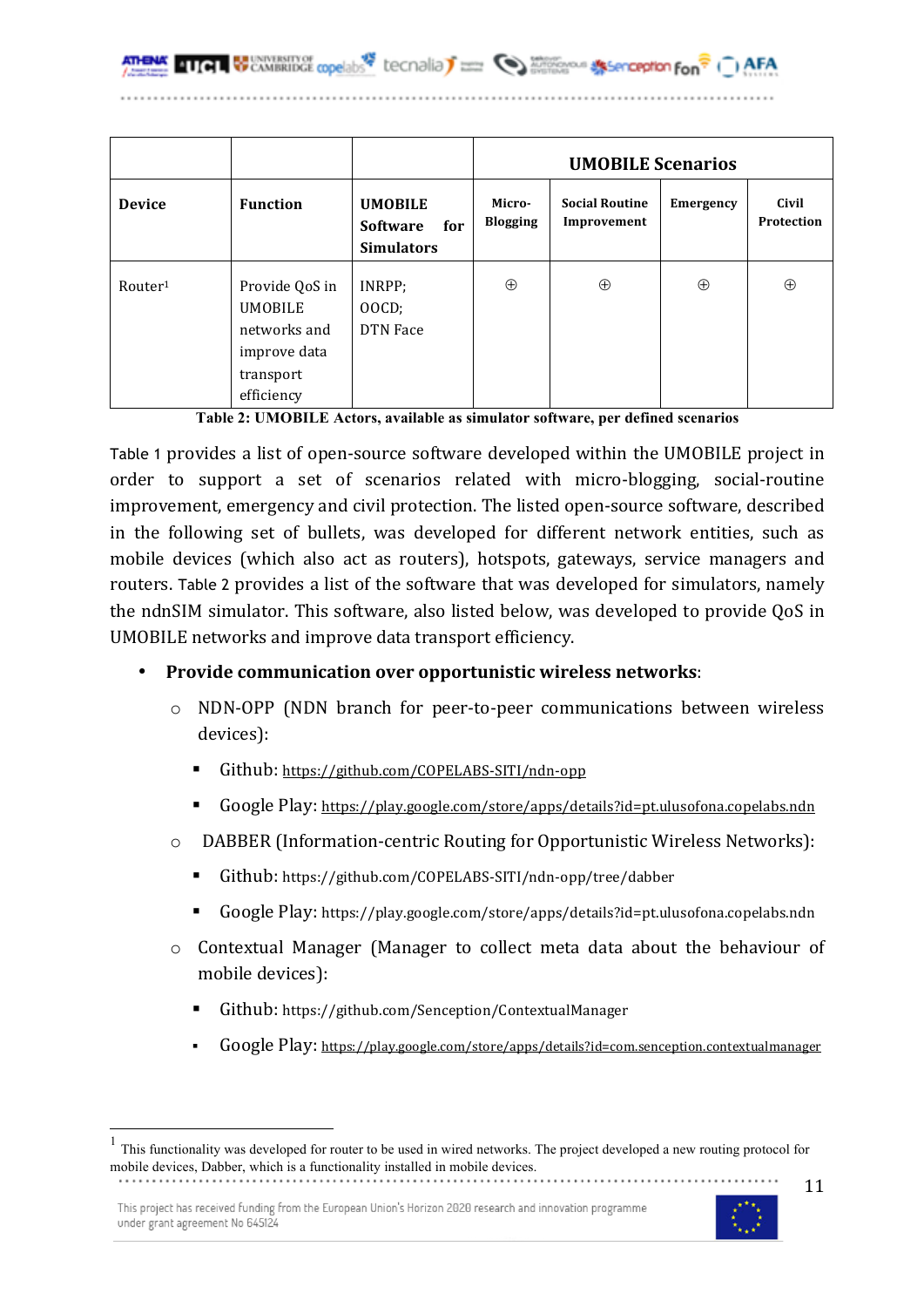| Device | Function | UMOBILE Software for Simulators | UMOBILE Scenarios | | | |
|---|---|---|---|---|---|---|
| | | | Micro-Blogging | Social Routine Improvement | Emergency | Civil Protection |
| Router[1] | Provide QoS in UMOBILE networks and improve data transport efficiency | INRPP; OOCD; DTN Face | ⊕ | ⊕ | ⊕ | ⊕ |

**Table 2: UMOBILE Actors, available as simulator software, per defined scenarios**

Table 1 provides a list of open-source software developed within the UMOBILE project in order to support a set of scenarios related with micro-blogging, social-routine improvement, emergency and civil protection. The listed open-source software, described in the following set of bullets, was developed for different network entities, such as mobile devices (which also act as routers), hotspots, gateways, service managers and routers. Table 2 provides a list of the software that was developed for simulators, namely the ndnSIM simulator. This software, also listed below, was developed to provide QoS in UMOBILE networks and improve data transport efficiency.

- **Provide communication over opportunistic wireless networks**:
  - NDN-OPP (NDN branch for peer-to-peer communications between wireless devices):
    - Github: https://github.com/COPELABS-SITI/ndn-opp
    - Google Play: https://play.google.com/store/apps/details?id=pt.ulusofona.copelabs.ndn
  - DABBER (Information-centric Routing for Opportunistic Wireless Networks):
    - Github: https://github.com/COPELABS-SITI/ndn-opp/tree/dabber
    - Google Play: https://play.google.com/store/apps/details?id=pt.ulusofona.copelabs.ndn
  - Contextual Manager (Manager to collect meta data about the behaviour of mobile devices):
    - Github: https://github.com/Senception/ContextualManager
    - Google Play: https://play.google.com/store/apps/details?id=com.senception.contextualmanager

[1] This functionality was developed for router to be used in wired networks. The project developed a new routing protocol for mobile devices, Dabber, which is a functionality installed in mobile devices.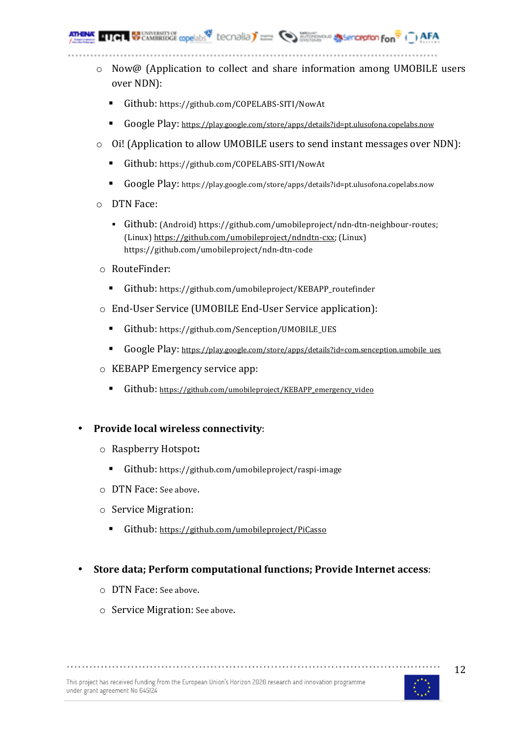- Now@ (Application to collect and share information among UMOBILE users over NDN):
  - Github: https://github.com/COPELABS-SITI/NowAt
  - Google Play: https://play.google.com/store/apps/details?id=pt.ulusofona.copelabs.now
- Oi! (Application to allow UMOBILE users to send instant messages over NDN):
  - Github: https://github.com/COPELABS-SITI/NowAt
  - Google Play: https://play.google.com/store/apps/details?id=pt.ulusofona.copelabs.now
- DTN Face:
  - Github: (Android) https://github.com/umobileproject/ndn-dtn-neighbour-routes; (Linux) https://github.com/umobileproject/ndndtn-cxx; (Linux) https://github.com/umobileproject/ndn-dtn-code
- RouteFinder:
  - Github: https://github.com/umobileproject/KEBAPP_routefinder
- End-User Service (UMOBILE End-User Service application):
  - Github: https://github.com/Senception/UMOBILE_UES
  - Google Play: https://play.google.com/store/apps/details?id=com.senception.umobile_ues
- KEBAPP Emergency service app:
  - Github: https://github.com/umobileproject/KEBAPP_emergency_video

- **Provide local wireless connectivity**:
  - Raspberry Hotspot**:**
    - Github: https://github.com/umobileproject/raspi-image
  - DTN Face: See above.
  - Service Migration:
    - Github: https://github.com/umobileproject/PiCasso

- **Store data; Perform computational functions; Provide Internet access**:
  - DTN Face: See above.
  - Service Migration: See above.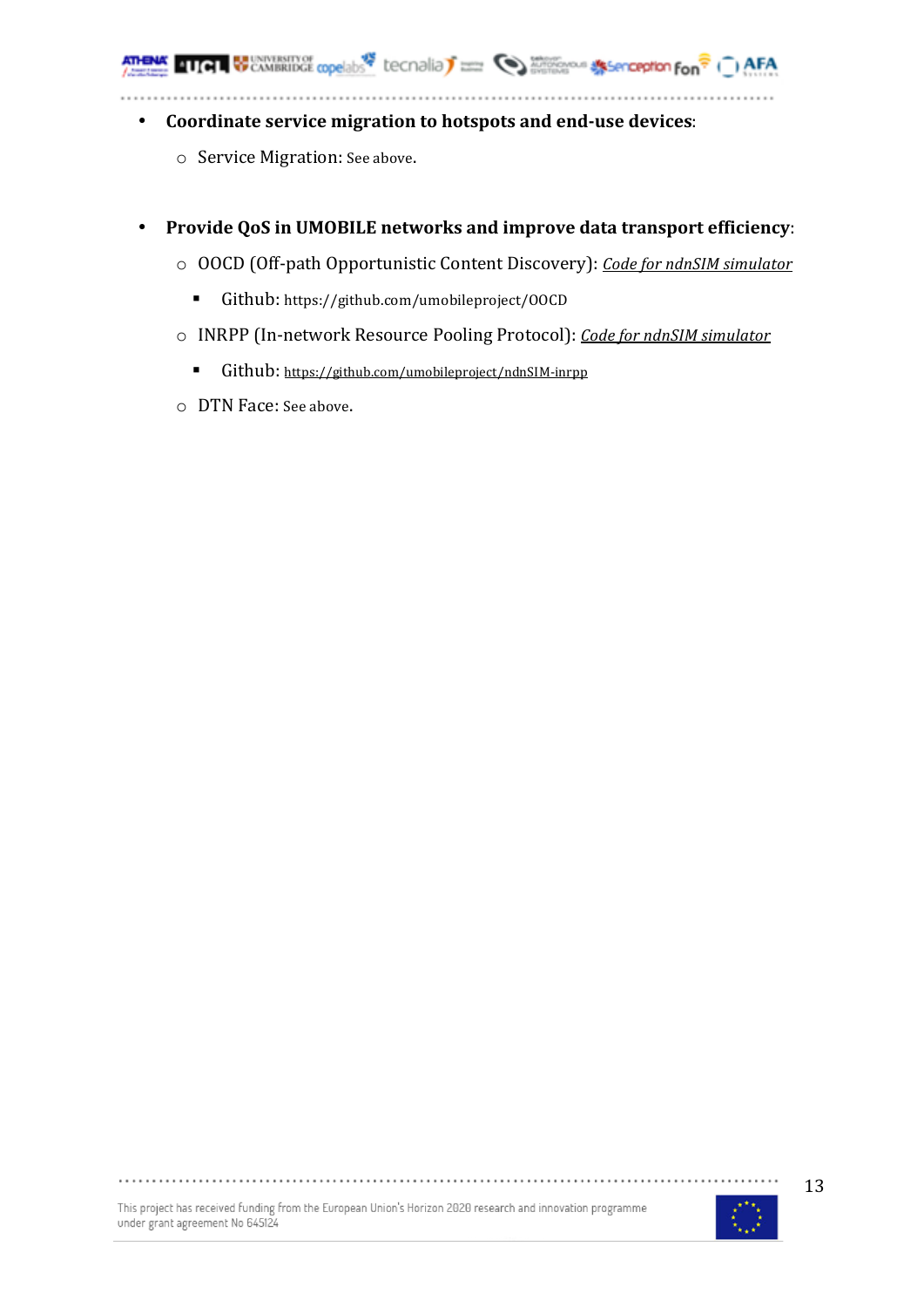- **Coordinate service migration to hotspots and end-use devices**:
  - Service Migration: See above.

- **Provide QoS in UMOBILE networks and improve data transport efficiency**:
  - OOCD (Off-path Opportunistic Content Discovery): *Code for ndnSIM simulator*
    - Github: https://github.com/umobileproject/OOCD
  - INRPP (In-network Resource Pooling Protocol): *Code for ndnSIM simulator*
    - Github: https://github.com/umobileproject/ndnSIM-inrpp
  - DTN Face: See above.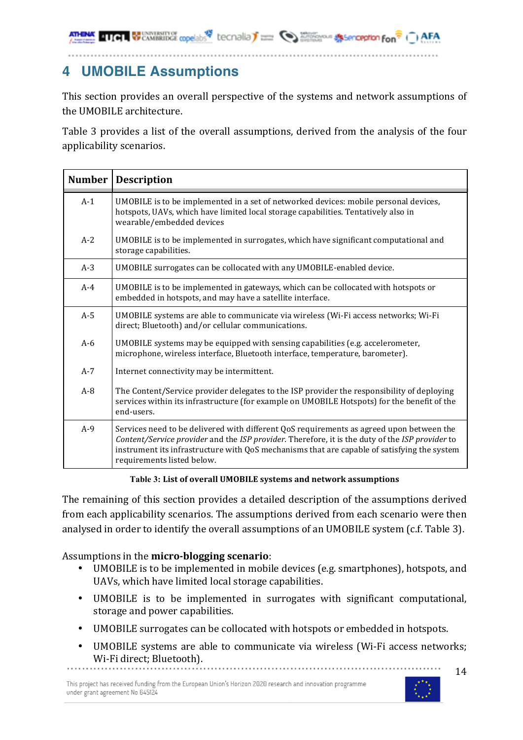# 4 UMOBILE Assumptions

This section provides an overall perspective of the systems and network assumptions of the UMOBILE architecture.

Table 3 provides a list of the overall assumptions, derived from the analysis of the four applicability scenarios.

| Number | Description |
|---|---|
| A-1 | UMOBILE is to be implemented in a set of networked devices: mobile personal devices, hotspots, UAVs, which have limited local storage capabilities. Tentatively also in wearable/embedded devices |
| A-2 | UMOBILE is to be implemented in surrogates, which have significant computational and storage capabilities. |
| A-3 | UMOBILE surrogates can be collocated with any UMOBILE-enabled device. |
| A-4 | UMOBILE is to be implemented in gateways, which can be collocated with hotspots or embedded in hotspots, and may have a satellite interface. |
| A-5 | UMOBILE systems are able to communicate via wireless (Wi-Fi access networks; Wi-Fi direct; Bluetooth) and/or cellular communications. |
| A-6 | UMOBILE systems may be equipped with sensing capabilities (e.g. accelerometer, microphone, wireless interface, Bluetooth interface, temperature, barometer). |
| A-7 | Internet connectivity may be intermittent. |
| A-8 | The Content/Service provider delegates to the ISP provider the responsibility of deploying services within its infrastructure (for example on UMOBILE Hotspots) for the benefit of the end-users. |
| A-9 | Services need to be delivered with different QoS requirements as agreed upon between the *Content/Service provider* and the *ISP provider*. Therefore, it is the duty of the *ISP provider* to instrument its infrastructure with QoS mechanisms that are capable of satisfying the system requirements listed below. |

**Table 3: List of overall UMOBILE systems and network assumptions**

The remaining of this section provides a detailed description of the assumptions derived from each applicability scenarios. The assumptions derived from each scenario were then analysed in order to identify the overall assumptions of an UMOBILE system (c.f. Table 3).

Assumptions in the **micro-blogging scenario**:

- UMOBILE is to be implemented in mobile devices (e.g. smartphones), hotspots, and UAVs, which have limited local storage capabilities.
- UMOBILE is to be implemented in surrogates with significant computational, storage and power capabilities.
- UMOBILE surrogates can be collocated with hotspots or embedded in hotspots.
- UMOBILE systems are able to communicate via wireless (Wi-Fi access networks; Wi-Fi direct; Bluetooth).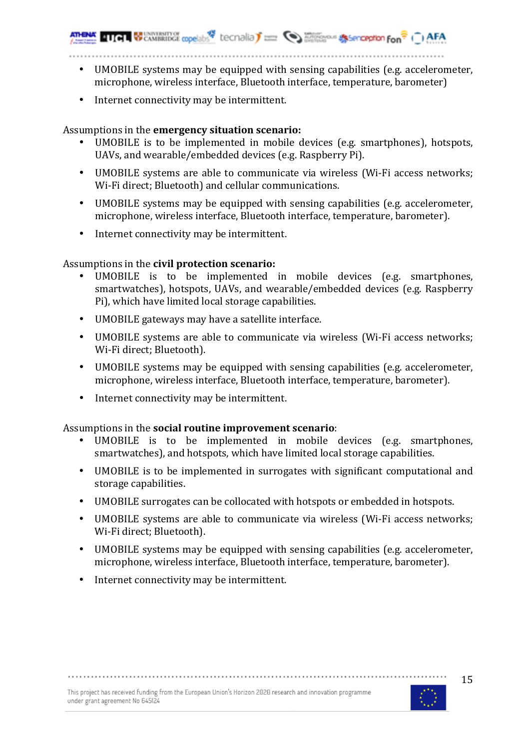- UMOBILE systems may be equipped with sensing capabilities (e.g. accelerometer, microphone, wireless interface, Bluetooth interface, temperature, barometer)
- Internet connectivity may be intermittent.

Assumptions in the **emergency situation scenario:**

- UMOBILE is to be implemented in mobile devices (e.g. smartphones), hotspots, UAVs, and wearable/embedded devices (e.g. Raspberry Pi).
- UMOBILE systems are able to communicate via wireless (Wi-Fi access networks; Wi-Fi direct; Bluetooth) and cellular communications.
- UMOBILE systems may be equipped with sensing capabilities (e.g. accelerometer, microphone, wireless interface, Bluetooth interface, temperature, barometer).
- Internet connectivity may be intermittent.

Assumptions in the **civil protection scenario:**

- UMOBILE is to be implemented in mobile devices (e.g. smartphones, smartwatches), hotspots, UAVs, and wearable/embedded devices (e.g. Raspberry Pi), which have limited local storage capabilities.
- UMOBILE gateways may have a satellite interface.
- UMOBILE systems are able to communicate via wireless (Wi-Fi access networks; Wi-Fi direct; Bluetooth).
- UMOBILE systems may be equipped with sensing capabilities (e.g. accelerometer, microphone, wireless interface, Bluetooth interface, temperature, barometer).
- Internet connectivity may be intermittent.

Assumptions in the **social routine improvement scenario**:

- UMOBILE is to be implemented in mobile devices (e.g. smartphones, smartwatches), and hotspots, which have limited local storage capabilities.
- UMOBILE is to be implemented in surrogates with significant computational and storage capabilities.
- UMOBILE surrogates can be collocated with hotspots or embedded in hotspots.
- UMOBILE systems are able to communicate via wireless (Wi-Fi access networks; Wi-Fi direct; Bluetooth).
- UMOBILE systems may be equipped with sensing capabilities (e.g. accelerometer, microphone, wireless interface, Bluetooth interface, temperature, barometer).
- Internet connectivity may be intermittent.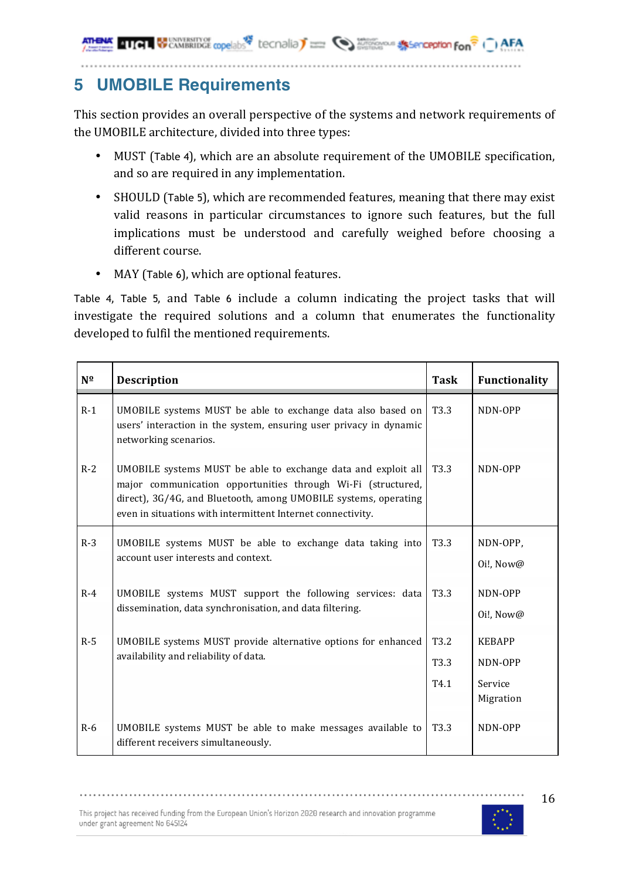# 5 UMOBILE Requirements

This section provides an overall perspective of the systems and network requirements of the UMOBILE architecture, divided into three types:

- MUST (Table 4), which are an absolute requirement of the UMOBILE specification, and so are required in any implementation.
- SHOULD (Table 5), which are recommended features, meaning that there may exist valid reasons in particular circumstances to ignore such features, but the full implications must be understood and carefully weighed before choosing a different course.
- MAY (Table 6), which are optional features.

Table 4, Table 5, and Table 6 include a column indicating the project tasks that will investigate the required solutions and a column that enumerates the functionality developed to fulfil the mentioned requirements.

| Nº | Description | Task | Functionality |
|---|---|---|---|
| R-1 | UMOBILE systems MUST be able to exchange data also based on users' interaction in the system, ensuring user privacy in dynamic networking scenarios. | T3.3 | NDN-OPP |
| R-2 | UMOBILE systems MUST be able to exchange data and exploit all major communication opportunities through Wi-Fi (structured, direct), 3G/4G, and Bluetooth, among UMOBILE systems, operating even in situations with intermittent Internet connectivity. | T3.3 | NDN-OPP |
| R-3 | UMOBILE systems MUST be able to exchange data taking into account user interests and context. | T3.3 | NDN-OPP, Oi!, Now@ |
| R-4 | UMOBILE systems MUST support the following services: data dissemination, data synchronisation, and data filtering. | T3.3 | NDN-OPP Oi!, Now@ |
| R-5 | UMOBILE systems MUST provide alternative options for enhanced availability and reliability of data. | T3.2 T3.3 T4.1 | KEBAPP NDN-OPP Service Migration |
| R-6 | UMOBILE systems MUST be able to make messages available to different receivers simultaneously. | T3.3 | NDN-OPP |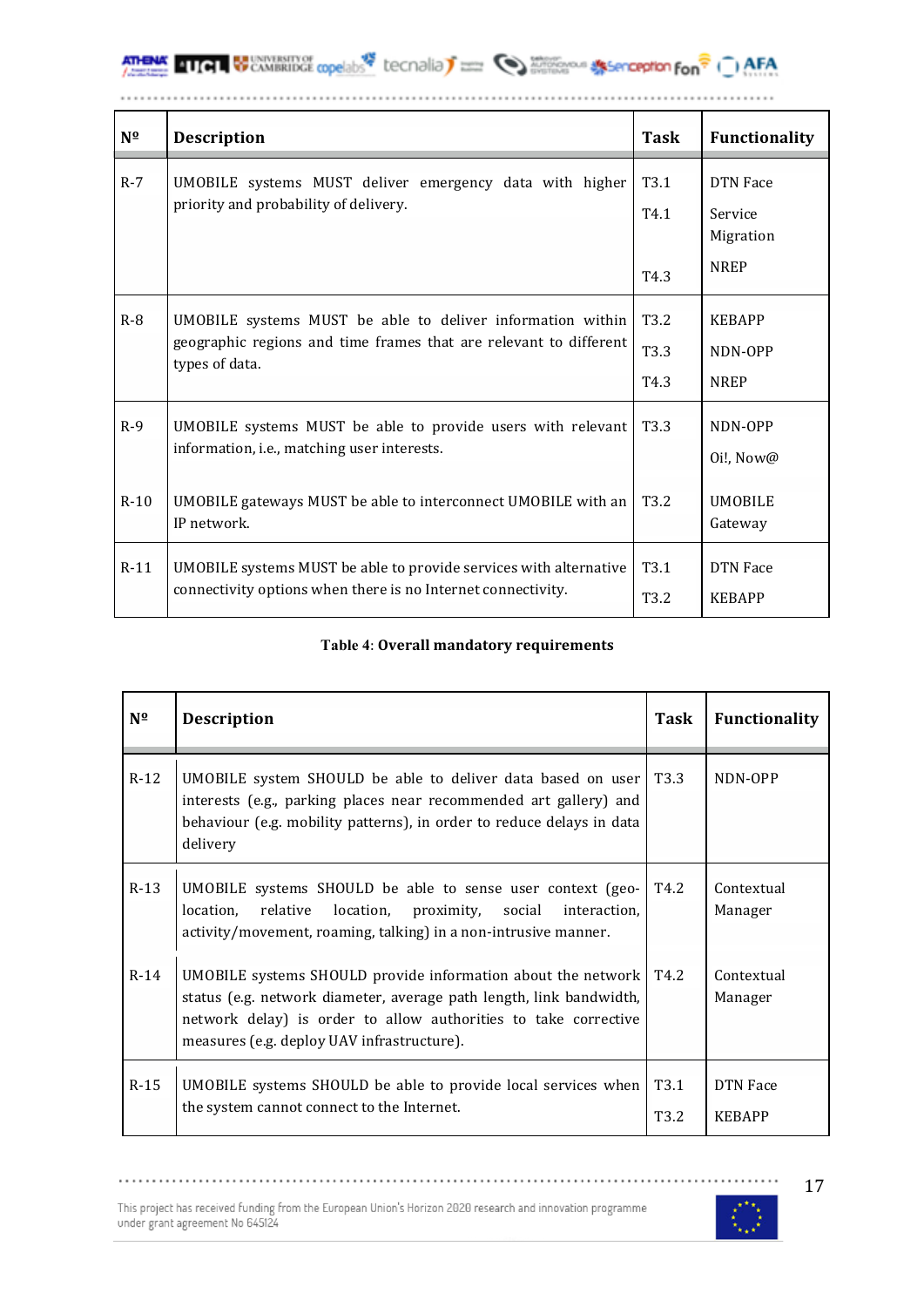| Nº | Description | Task | Functionality |
|---|---|---|---|
| R-7 | UMOBILE systems MUST deliver emergency data with higher priority and probability of delivery. | T3.1<br>T4.1<br>T4.3 | DTN Face<br>Service Migration<br>NREP |
| R-8 | UMOBILE systems MUST be able to deliver information within geographic regions and time frames that are relevant to different types of data. | T3.2<br>T3.3<br>T4.3 | KEBAPP<br>NDN-OPP<br>NREP |
| R-9 | UMOBILE systems MUST be able to provide users with relevant information, i.e., matching user interests. | T3.3 | NDN-OPP<br>Oi!, Now@ |
| R-10 | UMOBILE gateways MUST be able to interconnect UMOBILE with an IP network. | T3.2 | UMOBILE Gateway |
| R-11 | UMOBILE systems MUST be able to provide services with alternative connectivity options when there is no Internet connectivity. | T3.1<br>T3.2 | DTN Face<br>KEBAPP |

**Table 4**: **Overall mandatory requirements**

| Nº | Description | Task | Functionality |
|---|---|---|---|
| R-12 | UMOBILE system SHOULD be able to deliver data based on user interests (e.g., parking places near recommended art gallery) and behaviour (e.g. mobility patterns), in order to reduce delays in data delivery | T3.3 | NDN-OPP |
| R-13 | UMOBILE systems SHOULD be able to sense user context (geo-location, relative location, proximity, social interaction, activity/movement, roaming, talking) in a non-intrusive manner. | T4.2 | Contextual Manager |
| R-14 | UMOBILE systems SHOULD provide information about the network status (e.g. network diameter, average path length, link bandwidth, network delay) is order to allow authorities to take corrective measures (e.g. deploy UAV infrastructure). | T4.2 | Contextual Manager |
| R-15 | UMOBILE systems SHOULD be able to provide local services when the system cannot connect to the Internet. | T3.1<br>T3.2 | DTN Face<br>KEBAPP |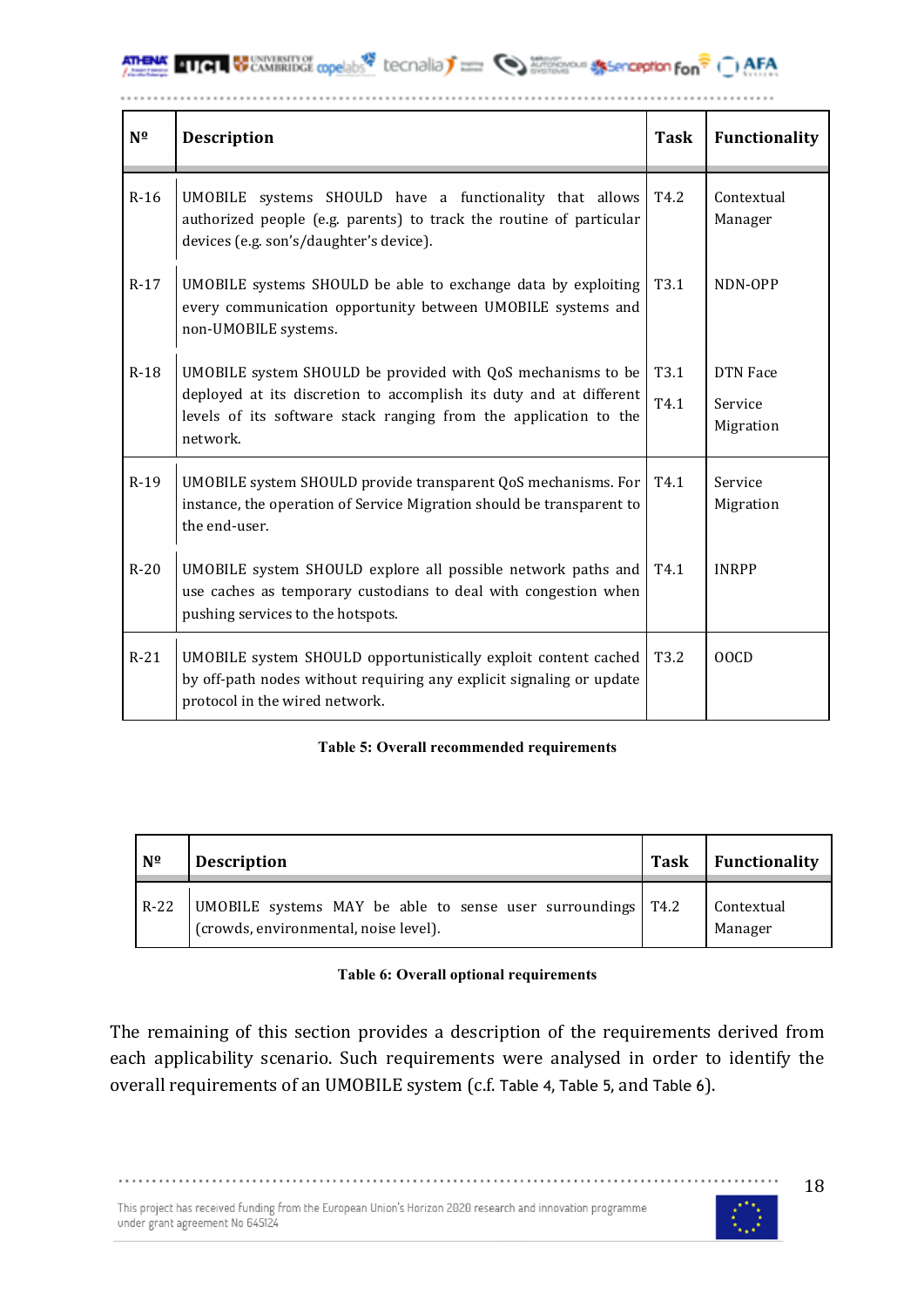| Nº | Description | Task | Functionality |
|---|---|---|---|
| R-16 | UMOBILE systems SHOULD have a functionality that allows authorized people (e.g. parents) to track the routine of particular devices (e.g. son's/daughter's device). | T4.2 | Contextual Manager |
| R-17 | UMOBILE systems SHOULD be able to exchange data by exploiting every communication opportunity between UMOBILE systems and non-UMOBILE systems. | T3.1 | NDN-OPP |
| R-18 | UMOBILE system SHOULD be provided with QoS mechanisms to be deployed at its discretion to accomplish its duty and at different levels of its software stack ranging from the application to the network. | T3.1<br>T4.1 | DTN Face<br>Service Migration |
| R-19 | UMOBILE system SHOULD provide transparent QoS mechanisms. For instance, the operation of Service Migration should be transparent to the end-user. | T4.1 | Service Migration |
| R-20 | UMOBILE system SHOULD explore all possible network paths and use caches as temporary custodians to deal with congestion when pushing services to the hotspots. | T4.1 | INRPP |
| R-21 | UMOBILE system SHOULD opportunistically exploit content cached by off-path nodes without requiring any explicit signaling or update protocol in the wired network. | T3.2 | OOCD |

**Table 5: Overall recommended requirements**

| Nº | Description | Task | Functionality |
|---|---|---|---|
| R-22 | UMOBILE systems MAY be able to sense user surroundings (crowds, environmental, noise level). | T4.2 | Contextual Manager |

**Table 6: Overall optional requirements**

The remaining of this section provides a description of the requirements derived from each applicability scenario. Such requirements were analysed in order to identify the overall requirements of an UMOBILE system (c.f. Table 4, Table 5, and Table 6).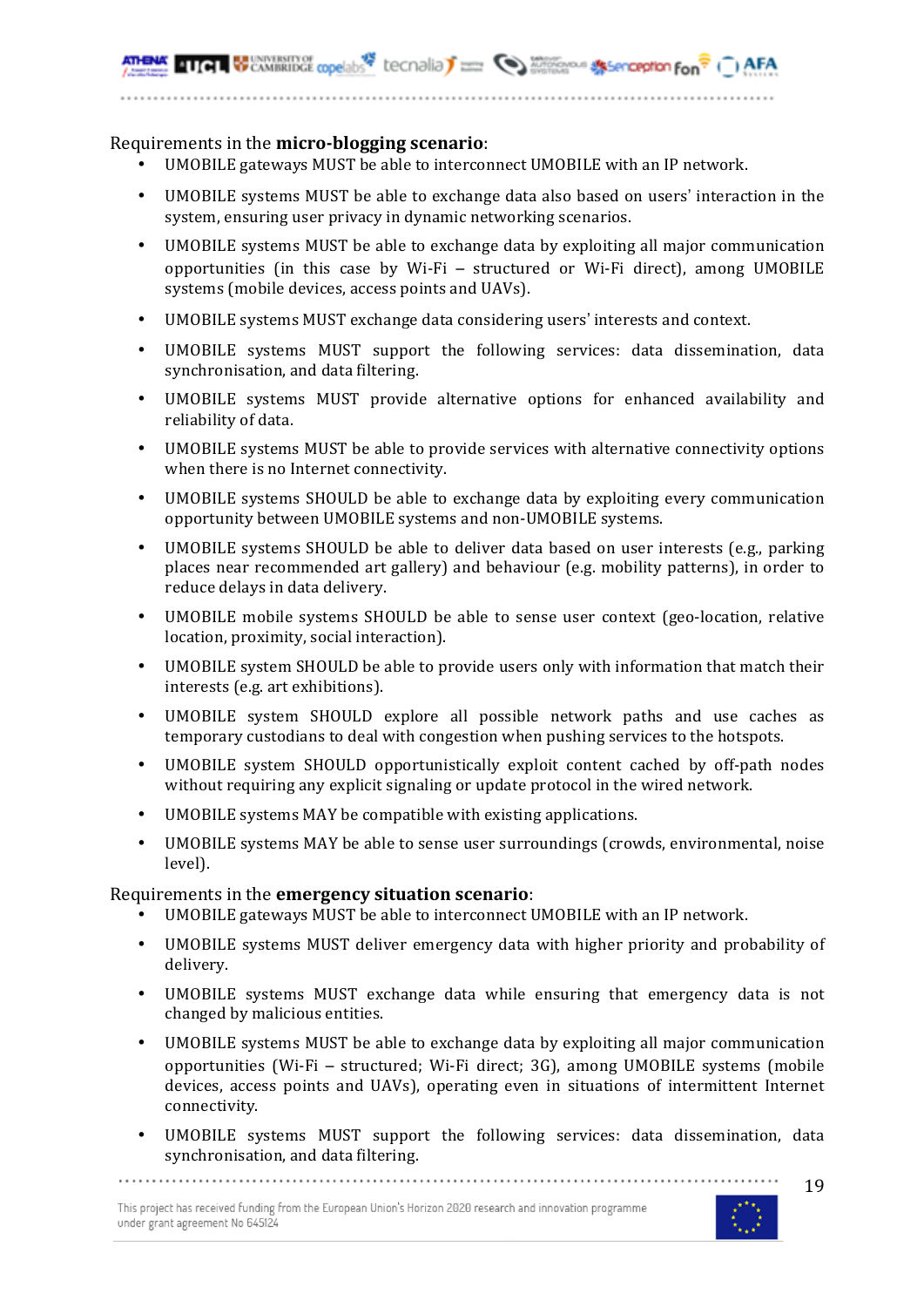Requirements in the **micro-blogging scenario**:

- UMOBILE gateways MUST be able to interconnect UMOBILE with an IP network.
- UMOBILE systems MUST be able to exchange data also based on users' interaction in the system, ensuring user privacy in dynamic networking scenarios.
- UMOBILE systems MUST be able to exchange data by exploiting all major communication opportunities (in this case by Wi-Fi – structured or Wi-Fi direct), among UMOBILE systems (mobile devices, access points and UAVs).
- UMOBILE systems MUST exchange data considering users' interests and context.
- UMOBILE systems MUST support the following services: data dissemination, data synchronisation, and data filtering.
- UMOBILE systems MUST provide alternative options for enhanced availability and reliability of data.
- UMOBILE systems MUST be able to provide services with alternative connectivity options when there is no Internet connectivity.
- UMOBILE systems SHOULD be able to exchange data by exploiting every communication opportunity between UMOBILE systems and non-UMOBILE systems.
- UMOBILE systems SHOULD be able to deliver data based on user interests (e.g., parking places near recommended art gallery) and behaviour (e.g. mobility patterns), in order to reduce delays in data delivery.
- UMOBILE mobile systems SHOULD be able to sense user context (geo-location, relative location, proximity, social interaction).
- UMOBILE system SHOULD be able to provide users only with information that match their interests (e.g. art exhibitions).
- UMOBILE system SHOULD explore all possible network paths and use caches as temporary custodians to deal with congestion when pushing services to the hotspots.
- UMOBILE system SHOULD opportunistically exploit content cached by off-path nodes without requiring any explicit signaling or update protocol in the wired network.
- UMOBILE systems MAY be compatible with existing applications.
- UMOBILE systems MAY be able to sense user surroundings (crowds, environmental, noise level).

Requirements in the **emergency situation scenario**:

- UMOBILE gateways MUST be able to interconnect UMOBILE with an IP network.
- UMOBILE systems MUST deliver emergency data with higher priority and probability of delivery.
- UMOBILE systems MUST exchange data while ensuring that emergency data is not changed by malicious entities.
- UMOBILE systems MUST be able to exchange data by exploiting all major communication opportunities (Wi-Fi – structured; Wi-Fi direct; 3G), among UMOBILE systems (mobile devices, access points and UAVs), operating even in situations of intermittent Internet connectivity.
- UMOBILE systems MUST support the following services: data dissemination, data synchronisation, and data filtering.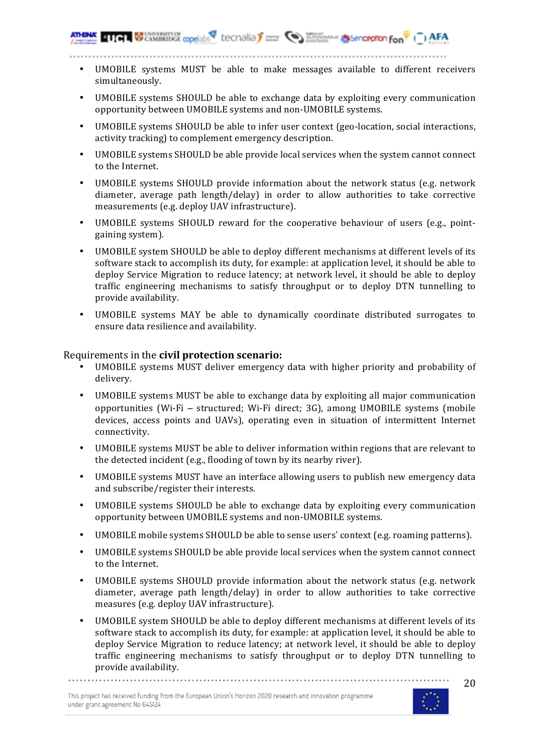- UMOBILE systems MUST be able to make messages available to different receivers simultaneously.
- UMOBILE systems SHOULD be able to exchange data by exploiting every communication opportunity between UMOBILE systems and non-UMOBILE systems.
- UMOBILE systems SHOULD be able to infer user context (geo-location, social interactions, activity tracking) to complement emergency description.
- UMOBILE systems SHOULD be able provide local services when the system cannot connect to the Internet.
- UMOBILE systems SHOULD provide information about the network status (e.g. network diameter, average path length/delay) in order to allow authorities to take corrective measurements (e.g. deploy UAV infrastructure).
- UMOBILE systems SHOULD reward for the cooperative behaviour of users (e.g., point-gaining system).
- UMOBILE system SHOULD be able to deploy different mechanisms at different levels of its software stack to accomplish its duty, for example: at application level, it should be able to deploy Service Migration to reduce latency; at network level, it should be able to deploy traffic engineering mechanisms to satisfy throughput or to deploy DTN tunnelling to provide availability.
- UMOBILE systems MAY be able to dynamically coordinate distributed surrogates to ensure data resilience and availability.

Requirements in the **civil protection scenario:**

- UMOBILE systems MUST deliver emergency data with higher priority and probability of delivery.
- UMOBILE systems MUST be able to exchange data by exploiting all major communication opportunities (Wi-Fi – structured; Wi-Fi direct; 3G), among UMOBILE systems (mobile devices, access points and UAVs), operating even in situation of intermittent Internet connectivity.
- UMOBILE systems MUST be able to deliver information within regions that are relevant to the detected incident (e.g., flooding of town by its nearby river).
- UMOBILE systems MUST have an interface allowing users to publish new emergency data and subscribe/register their interests.
- UMOBILE systems SHOULD be able to exchange data by exploiting every communication opportunity between UMOBILE systems and non-UMOBILE systems.
- UMOBILE mobile systems SHOULD be able to sense users' context (e.g. roaming patterns).
- UMOBILE systems SHOULD be able provide local services when the system cannot connect to the Internet.
- UMOBILE systems SHOULD provide information about the network status (e.g. network diameter, average path length/delay) in order to allow authorities to take corrective measures (e.g. deploy UAV infrastructure).
- UMOBILE system SHOULD be able to deploy different mechanisms at different levels of its software stack to accomplish its duty, for example: at application level, it should be able to deploy Service Migration to reduce latency; at network level, it should be able to deploy traffic engineering mechanisms to satisfy throughput or to deploy DTN tunnelling to provide availability.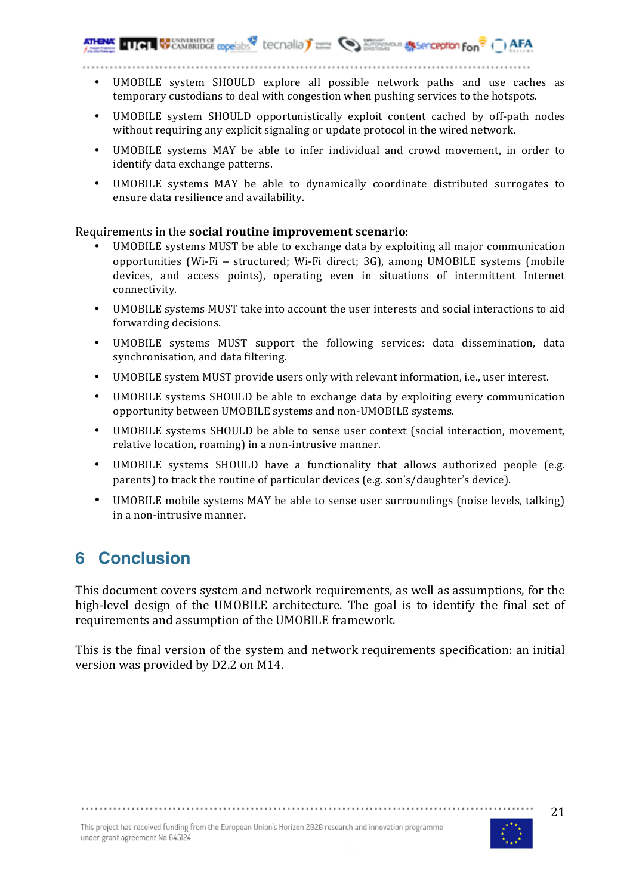- UMOBILE system SHOULD explore all possible network paths and use caches as temporary custodians to deal with congestion when pushing services to the hotspots.
- UMOBILE system SHOULD opportunistically exploit content cached by off-path nodes without requiring any explicit signaling or update protocol in the wired network.
- UMOBILE systems MAY be able to infer individual and crowd movement, in order to identify data exchange patterns.
- UMOBILE systems MAY be able to dynamically coordinate distributed surrogates to ensure data resilience and availability.

Requirements in the **social routine improvement scenario**:

- UMOBILE systems MUST be able to exchange data by exploiting all major communication opportunities (Wi-Fi – structured; Wi-Fi direct; 3G), among UMOBILE systems (mobile devices, and access points), operating even in situations of intermittent Internet connectivity.
- UMOBILE systems MUST take into account the user interests and social interactions to aid forwarding decisions.
- UMOBILE systems MUST support the following services: data dissemination, data synchronisation, and data filtering.
- UMOBILE system MUST provide users only with relevant information, i.e., user interest.
- UMOBILE systems SHOULD be able to exchange data by exploiting every communication opportunity between UMOBILE systems and non-UMOBILE systems.
- UMOBILE systems SHOULD be able to sense user context (social interaction, movement, relative location, roaming) in a non-intrusive manner.
- UMOBILE systems SHOULD have a functionality that allows authorized people (e.g. parents) to track the routine of particular devices (e.g. son's/daughter's device).
- UMOBILE mobile systems MAY be able to sense user surroundings (noise levels, talking) in a non-intrusive manner.

# 6 Conclusion

This document covers system and network requirements, as well as assumptions, for the high-level design of the UMOBILE architecture. The goal is to identify the final set of requirements and assumption of the UMOBILE framework.

This is the final version of the system and network requirements specification: an initial version was provided by D2.2 on M14.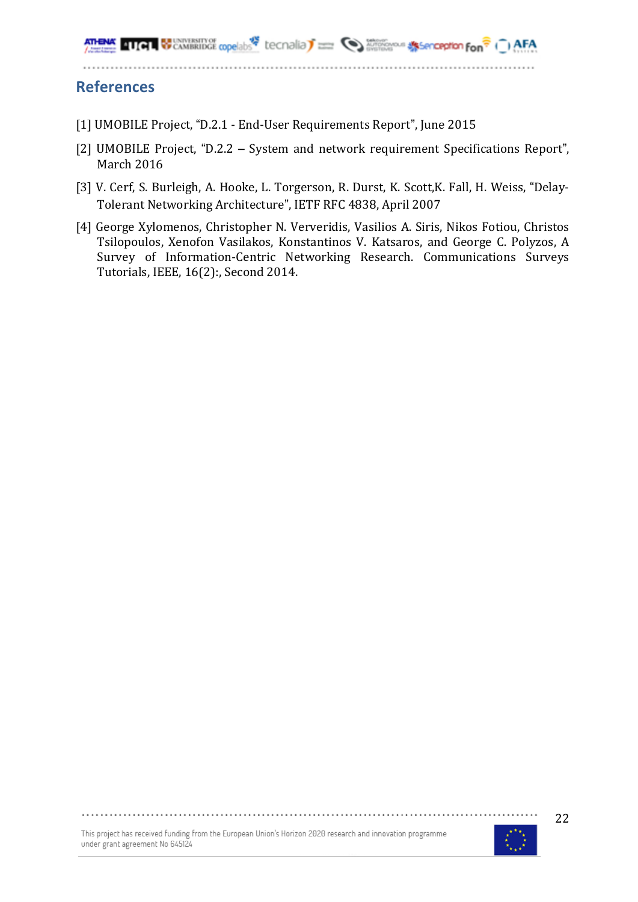# References

[1] UMOBILE Project, "D.2.1 - End-User Requirements Report", June 2015

[2] UMOBILE Project, "D.2.2 – System and network requirement Specifications Report", March 2016

[3] V. Cerf, S. Burleigh, A. Hooke, L. Torgerson, R. Durst, K. Scott,K. Fall, H. Weiss, "Delay-Tolerant Networking Architecture", IETF RFC 4838, April 2007

[4] George Xylomenos, Christopher N. Ververidis, Vasilios A. Siris, Nikos Fotiou, Christos Tsilopoulos, Xenofon Vasilakos, Konstantinos V. Katsaros, and George C. Polyzos, A Survey of Information-Centric Networking Research. Communications Surveys Tutorials, IEEE, 16(2):, Second 2014.